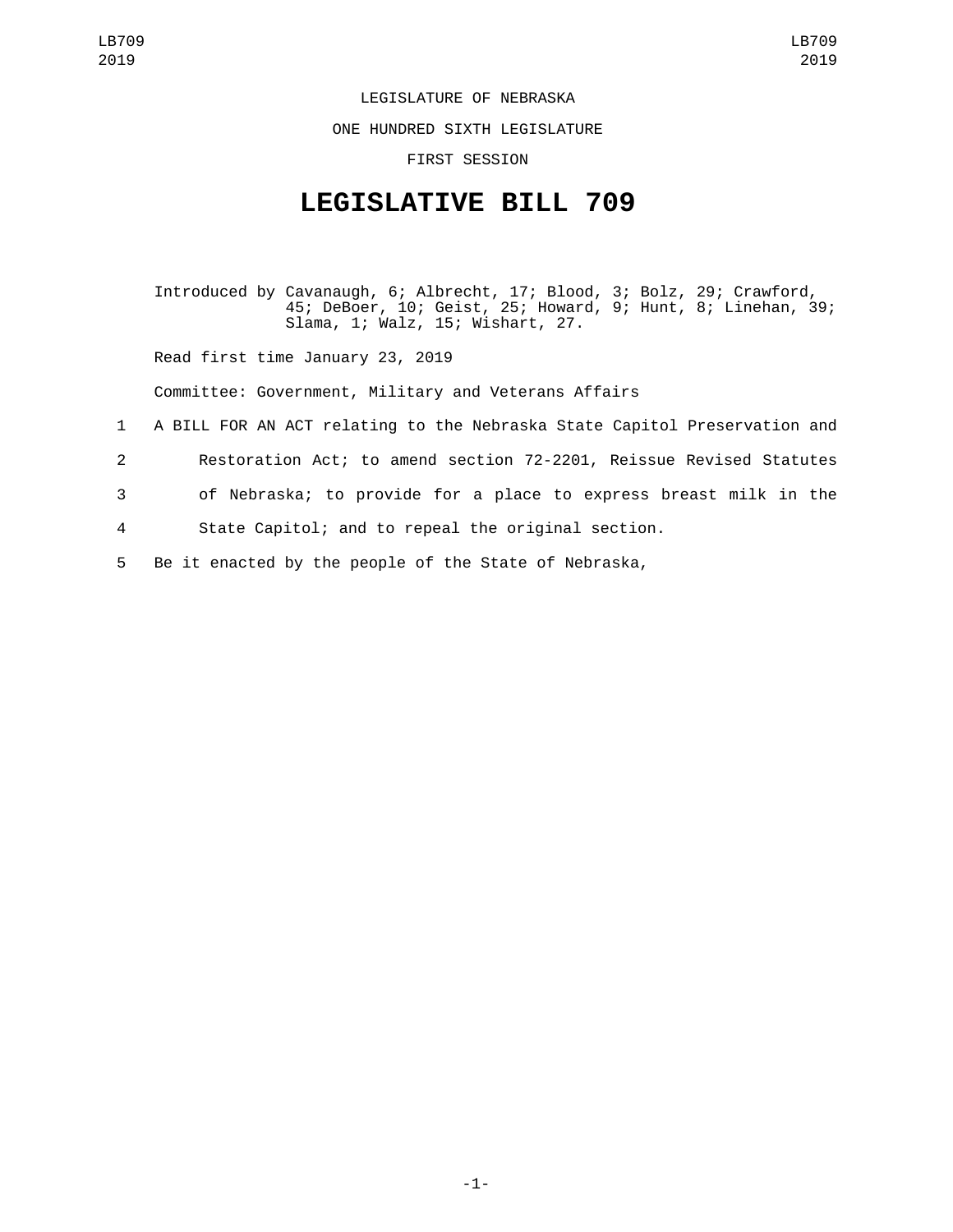LEGISLATURE OF NEBRASKA

ONE HUNDRED SIXTH LEGISLATURE

FIRST SESSION

# LEGISLATIVE BILL 709

Introduced by Cavanaugh, 6; Albrecht, 17; Blood, 3; Bolz, 29; Crawford, 45; DeBoer, 10; Geist, 25; Howard, 9; Hunt, 8; Linehan, 39; Slama, 1; Walz, 15; Wishart, 27.

Read first time January 23, 2019

Committee: Government, Military and Veterans Affairs

1 A BILL FOR AN ACT relating to the Nebraska State Capitol Preservation and
2 Restoration Act; to amend section 72-2201, Reissue Revised Statutes
3 of Nebraska; to provide for a place to express breast milk in the
4 State Capitol; and to repeal the original section.
5 Be it enacted by the people of the State of Nebraska,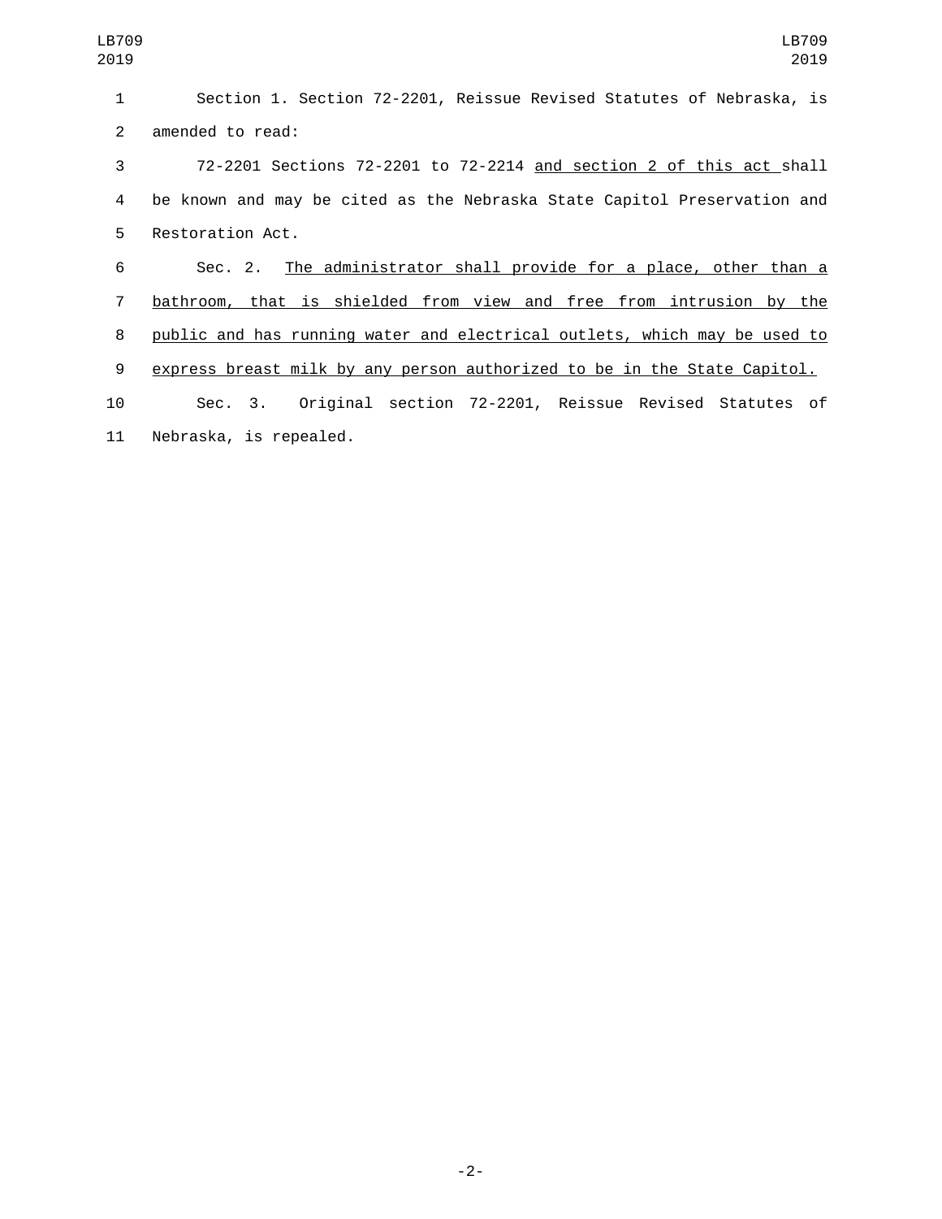Section 1. Section 72-2201, Reissue Revised Statutes of Nebraska, is amended to read:

72-2201 Sections 72-2201 to 72-2214 <u>and section 2 of this act</u> shall be known and may be cited as the Nebraska State Capitol Preservation and Restoration Act.

Sec. 2. <u>The administrator shall provide for a place, other than a bathroom, that is shielded from view and free from intrusion by the public and has running water and electrical outlets, which may be used to express breast milk by any person authorized to be in the State Capitol.</u>

Sec. 3. Original section 72-2201, Reissue Revised Statutes of Nebraska, is repealed.